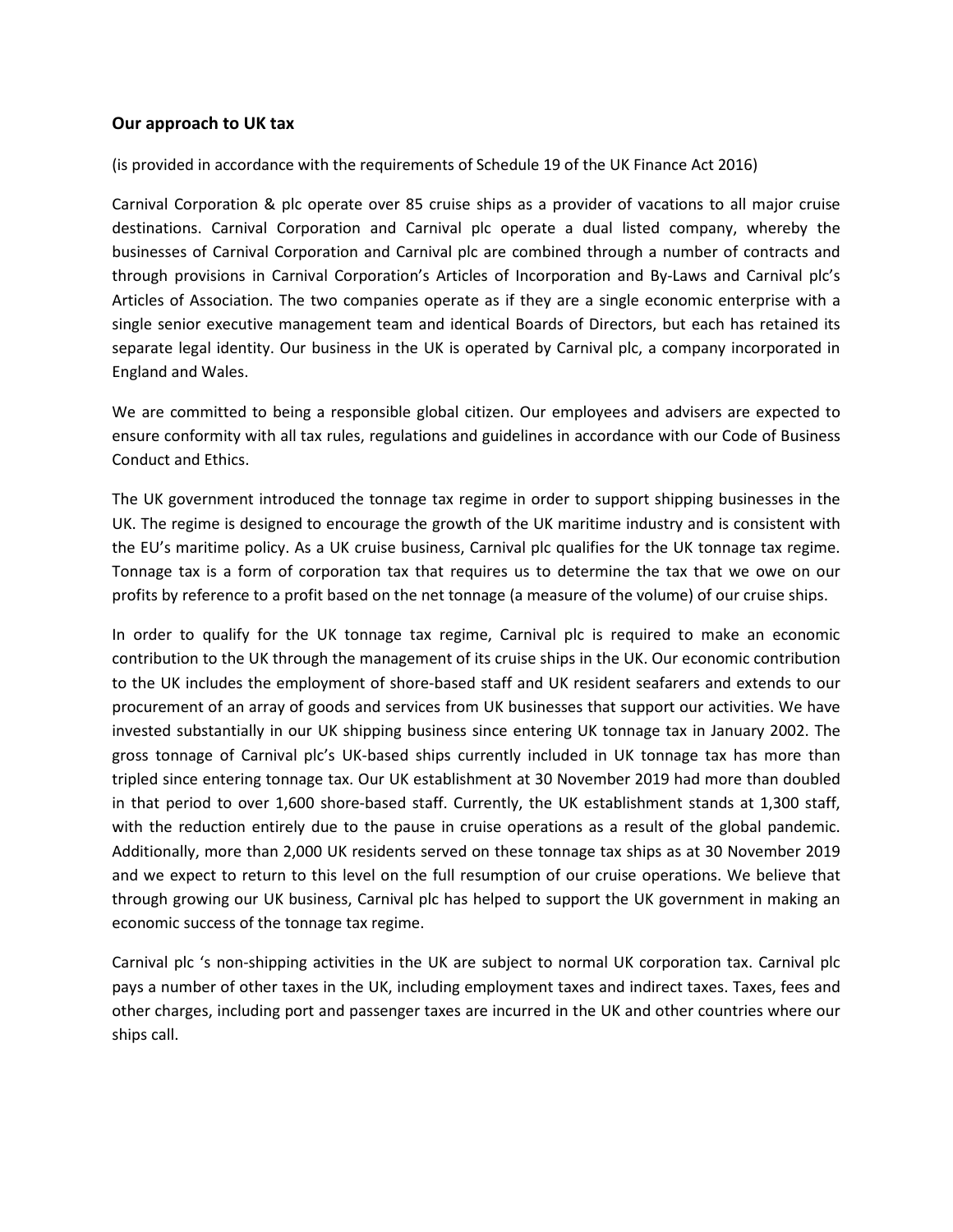## Our approach to UK tax

(is provided in accordance with the requirements of Schedule 19 of the UK Finance Act 2016)

Carnival Corporation & plc operate over 85 cruise ships as a provider of vacations to all major cruise destinations. Carnival Corporation and Carnival plc operate a dual listed company, whereby the businesses of Carnival Corporation and Carnival plc are combined through a number of contracts and through provisions in Carnival Corporation's Articles of Incorporation and By-Laws and Carnival plc's Articles of Association. The two companies operate as if they are a single economic enterprise with a single senior executive management team and identical Boards of Directors, but each has retained its separate legal identity. Our business in the UK is operated by Carnival plc, a company incorporated in England and Wales.

We are committed to being a responsible global citizen. Our employees and advisers are expected to ensure conformity with all tax rules, regulations and guidelines in accordance with our Code of Business Conduct and Ethics.

The UK government introduced the tonnage tax regime in order to support shipping businesses in the UK. The regime is designed to encourage the growth of the UK maritime industry and is consistent with the EU's maritime policy. As a UK cruise business, Carnival plc qualifies for the UK tonnage tax regime. Tonnage tax is a form of corporation tax that requires us to determine the tax that we owe on our profits by reference to a profit based on the net tonnage (a measure of the volume) of our cruise ships.

In order to qualify for the UK tonnage tax regime, Carnival plc is required to make an economic contribution to the UK through the management of its cruise ships in the UK. Our economic contribution to the UK includes the employment of shore-based staff and UK resident seafarers and extends to our procurement of an array of goods and services from UK businesses that support our activities. We have invested substantially in our UK shipping business since entering UK tonnage tax in January 2002. The gross tonnage of Carnival plc's UK-based ships currently included in UK tonnage tax has more than tripled since entering tonnage tax. Our UK establishment at 30 November 2019 had more than doubled in that period to over 1,600 shore-based staff. Currently, the UK establishment stands at 1,300 staff, with the reduction entirely due to the pause in cruise operations as a result of the global pandemic. Additionally, more than 2,000 UK residents served on these tonnage tax ships as at 30 November 2019 and we expect to return to this level on the full resumption of our cruise operations. We believe that through growing our UK business, Carnival plc has helped to support the UK government in making an economic success of the tonnage tax regime.

Carnival plc 's non-shipping activities in the UK are subject to normal UK corporation tax. Carnival plc pays a number of other taxes in the UK, including employment taxes and indirect taxes. Taxes, fees and other charges, including port and passenger taxes are incurred in the UK and other countries where our ships call.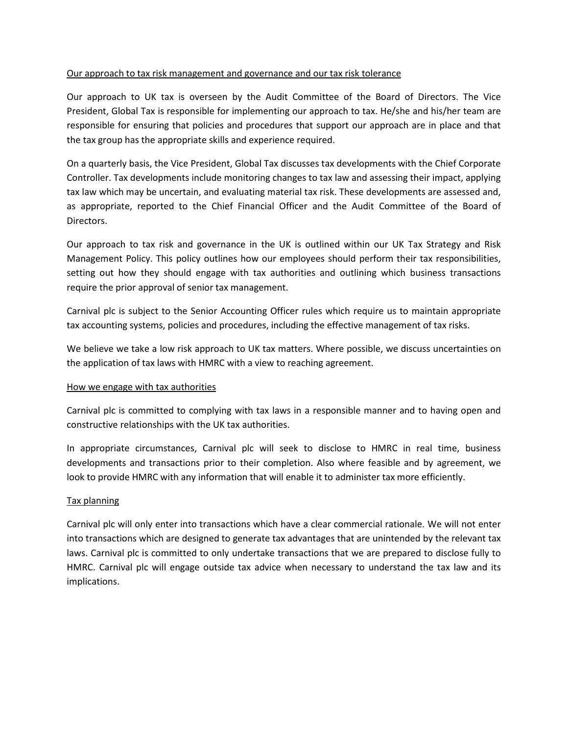## Our approach to tax risk management and governance and our tax risk tolerance

Our approach to UK tax is overseen by the Audit Committee of the Board of Directors. The Vice President, Global Tax is responsible for implementing our approach to tax. He/she and his/her team are responsible for ensuring that policies and procedures that support our approach are in place and that the tax group has the appropriate skills and experience required.

On a quarterly basis, the Vice President, Global Tax discusses tax developments with the Chief Corporate Controller. Tax developments include monitoring changes to tax law and assessing their impact, applying tax law which may be uncertain, and evaluating material tax risk. These developments are assessed and, as appropriate, reported to the Chief Financial Officer and the Audit Committee of the Board of Directors.

Our approach to tax risk and governance in the UK is outlined within our UK Tax Strategy and Risk Management Policy. This policy outlines how our employees should perform their tax responsibilities, setting out how they should engage with tax authorities and outlining which business transactions require the prior approval of senior tax management.

Carnival plc is subject to the Senior Accounting Officer rules which require us to maintain appropriate tax accounting systems, policies and procedures, including the effective management of tax risks.

We believe we take a low risk approach to UK tax matters. Where possible, we discuss uncertainties on the application of tax laws with HMRC with a view to reaching agreement.

## How we engage with tax authorities

Carnival plc is committed to complying with tax laws in a responsible manner and to having open and constructive relationships with the UK tax authorities.

In appropriate circumstances, Carnival plc will seek to disclose to HMRC in real time, business developments and transactions prior to their completion. Also where feasible and by agreement, we look to provide HMRC with any information that will enable it to administer tax more efficiently.

## Tax planning

Carnival plc will only enter into transactions which have a clear commercial rationale. We will not enter into transactions which are designed to generate tax advantages that are unintended by the relevant tax laws. Carnival plc is committed to only undertake transactions that we are prepared to disclose fully to HMRC. Carnival plc will engage outside tax advice when necessary to understand the tax law and its implications.